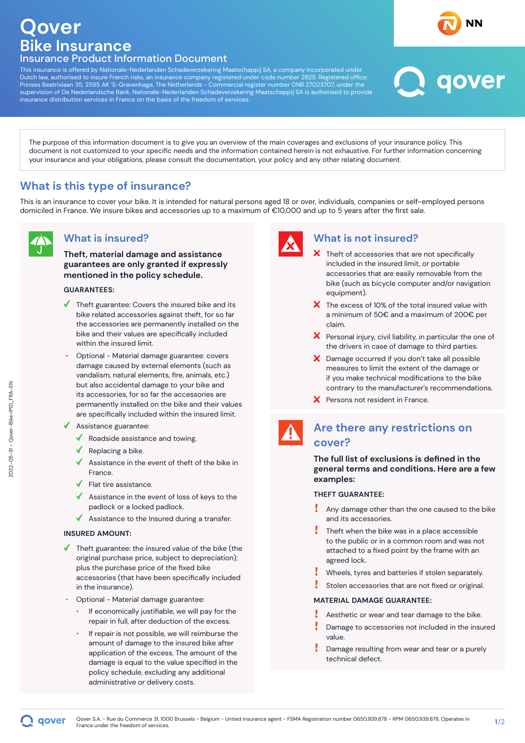# Qover
## Bike Insurance
### Insurance Product Information Document

This insurance is offered by Nationale-Nederlanden Schadeverzekering Maatschappij SA, a company incorporated under Dutch law, authorised to insure French risks, an insurance company registered under code number 2925. Registered office: Prinses Beatrixlaan 35, 2595 AK 'S-Gravenhage, The Netherlands - Commercial register number DNB 27023707, under the supervision of De Nederlandsche Bank. Nationale-Nederlanden Schadeverzekering Maatschappij SA is authorised to provide insurance distribution services in France on the basis of the freedom of services.

The purpose of this information document is to give you an overview of the main coverages and exclusions of your insurance policy. This document is not customized to your specific needs and the information contained herein is not exhaustive. For further information concerning your insurance and your obligations, please consult the documentation, your policy and any other relating document.

## What is this type of insurance?

This is an insurance to cover your bike. It is intended for natural persons aged 18 or over, individuals, companies or self-employed persons domiciled in France. We insure bikes and accessories up to a maximum of €10,000 and up to 5 years after the first sale.

## What is insured?

**Theft, material damage and assistance guarantees are only granted if expressly mentioned in the policy schedule.**

**GUARANTEES:**

- ✓ Theft guarantee: Covers the insured bike and its bike related accessories against theft, for so far the accessories are permanently installed on the bike and their values are specifically included within the insured limit.
- Optional - Material damage guarantee: covers damage caused by external elements (such as vandalism, natural elements, fire, animals, etc.) but also accidental damage to your bike and its accessories, for so far the accessories are permanently installed on the bike and their values are specifically included within the insured limit.
- ✓ Assistance guarantee:
  - ✓ Roadside assistance and towing.
  - ✓ Replacing a bike.
  - ✓ Assistance in the event of theft of the bike in France.
  - ✓ Flat tire assistance.
  - ✓ Assistance in the event of loss of keys to the padlock or a locked padlock.
  - ✓ Assistance to the Insured during a transfer.

**INSURED AMOUNT:**

- ✓ Theft guarantee: the insured value of the bike (the original purchase price, subject to depreciation); plus the purchase price of the fixed bike accessories (that have been specifically included in the insurance).
- Optional - Material damage guarantee:
  - If economically justifiable, we will pay for the repair in full, after deduction of the excess.
  - If repair is not possible, we will reimburse the amount of damage to the insured bike after application of the excess. The amount of the damage is equal to the value specified in the policy schedule, excluding any additional administrative or delivery costs.

## What is not insured?

- ✗ Theft of accessories that are not specifically included in the insured limit, or portable accessories that are easily removable from the bike (such as bicycle computer and/or navigation equipment).
- ✗ The excess of 10% of the total insured value with a minimum of 50€ and a maximum of 200€ per claim.
- ✗ Personal injury, civil liability, in particular the one of the drivers in case of damage to third parties.
- ✗ Damage occurred if you don't take all possible measures to limit the extent of the damage or if you make technical modifications to the bike contrary to the manufacturer's recommendations.
- ✗ Persons not resident in France.

## Are there any restrictions on cover?

**The full list of exclusions is defined in the general terms and conditions. Here are a few examples:**

**THEFT GUARANTEE:**

- ! Any damage other than the one caused to the bike and its accessories.
- ! Theft when the bike was in a place accessible to the public or in a common room and was not attached to a fixed point by the frame with an agreed lock.
- ! Wheels, tyres and batteries if stolen separately.
- ! Stolen accessories that are not fixed or original.

**MATERIAL DAMAGE GUARANTEE:**

- ! Aesthetic or wear and tear damage to the bike.
- ! Damage to accessories not included in the insured value.
- ! Damage resulting from wear and tear or a purely technical defect.

Qover S.A. - Rue du Commerce 31, 1000 Brussels - Belgium - Untied insurance agent - FSMA Registration number 0650.939.878 - RPM 0650.939.878. Operates in France under the freedom of services.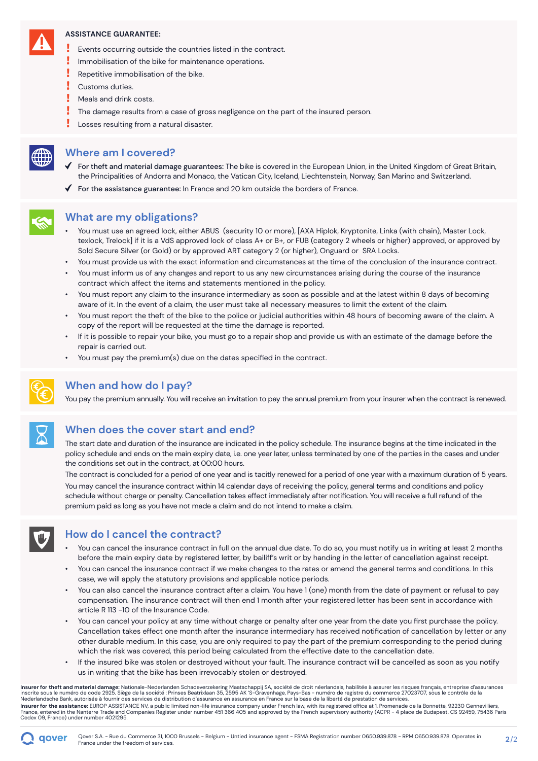**ASSISTANCE GUARANTEE:**

- Events occurring outside the countries listed in the contract.
- Immobilisation of the bike for maintenance operations.
- Repetitive immobilisation of the bike.
- Customs duties.
- Meals and drink costs.
- The damage results from a case of gross negligence on the part of the insured person.
- Losses resulting from a natural disaster.

## Where am I covered?

- ✔ **For theft and material damage guarantees:** The bike is covered in the European Union, in the United Kingdom of Great Britain, the Principalities of Andorra and Monaco, the Vatican City, Iceland, Liechtenstein, Norway, San Marino and Switzerland.
- ✔ **For the assistance guarantee:** In France and 20 km outside the borders of France.

## What are my obligations?

- You must use an agreed lock, either ABUS (security 10 or more), [AXA Hiplok, Kryptonite, Linka (with chain), Master Lock, texlock, Trelock] if it is a VdS approved lock of class A+ or B+, or FUB (category 2 wheels or higher) approved, or approved by Sold Secure Silver (or Gold) or by approved ART category 2 (or higher), Onguard or SRA Locks.
- You must provide us with the exact information and circumstances at the time of the conclusion of the insurance contract.
- You must inform us of any changes and report to us any new circumstances arising during the course of the insurance contract which affect the items and statements mentioned in the policy.
- You must report any claim to the insurance intermediary as soon as possible and at the latest within 8 days of becoming aware of it. In the event of a claim, the user must take all necessary measures to limit the extent of the claim.
- You must report the theft of the bike to the police or judicial authorities within 48 hours of becoming aware of the claim. A copy of the report will be requested at the time the damage is reported.
- If it is possible to repair your bike, you must go to a repair shop and provide us with an estimate of the damage before the repair is carried out.
- You must pay the premium(s) due on the dates specified in the contract.

## When and how do I pay?

You pay the premium annually. You will receive an invitation to pay the annual premium from your insurer when the contract is renewed.

## When does the cover start and end?

The start date and duration of the insurance are indicated in the policy schedule. The insurance begins at the time indicated in the policy schedule and ends on the main expiry date, i.e. one year later, unless terminated by one of the parties in the cases and under the conditions set out in the contract, at 00:00 hours.

The contract is concluded for a period of one year and is tacitly renewed for a period of one year with a maximum duration of 5 years.

You may cancel the insurance contract within 14 calendar days of receiving the policy, general terms and conditions and policy schedule without charge or penalty. Cancellation takes effect immediately after notification. You will receive a full refund of the premium paid as long as you have not made a claim and do not intend to make a claim.

## How do I cancel the contract?

- You can cancel the insurance contract in full on the annual due date. To do so, you must notify us in writing at least 2 months before the main expiry date by registered letter, by bailiff's writ or by handing in the letter of cancellation against receipt.
- You can cancel the insurance contract if we make changes to the rates or amend the general terms and conditions. In this case, we will apply the statutory provisions and applicable notice periods.
- You can also cancel the insurance contract after a claim. You have 1 (one) month from the date of payment or refusal to pay compensation. The insurance contract will then end 1 month after your registered letter has been sent in accordance with article R 113 -10 of the Insurance Code.
- You can cancel your policy at any time without charge or penalty after one year from the date you first purchase the policy. Cancellation takes effect one month after the insurance intermediary has received notification of cancellation by letter or any other durable medium. In this case, you are only required to pay the part of the premium corresponding to the period during which the risk was covered, this period being calculated from the effective date to the cancellation date.
- If the insured bike was stolen or destroyed without your fault. The insurance contract will be cancelled as soon as you notify us in writing that the bike has been irrevocably stolen or destroyed.

**Insurer for theft and material damage:** Nationale-Nederlanden Schadeverzekering Maatschappij SA, société de droit néerlandais, habilitée à assurer les risques français, entreprise d'assurances inscrite sous le numéro de code 2925. Siège de la société : Prinses Beatrixlaan 35, 2595 AK 'S-Gravenhage, Pays-Bas - numéro de registre du commerce 27023707, sous le contrôle de la Nederlandsche Bank, autorisée à fournir des services de distribution d'assurance en assurance en France sur la base de la liberté de prestation de services.
**Insurer for the assistance:** EUROP ASSISTANCE NV, a public limited non-life insurance company under French law, with its registered office at 1, Promenade de la Bonnette, 92230 Gennevilliers, France, entered in the Nanterre Trade and Companies Register under number 451 366 405 and approved by the French supervisory authority (ACPR - 4 place de Budapest, CS 92459, 75436 Paris Cedex 09, France) under number 4021295.

qover — Qover S.A. - Rue du Commerce 31, 1000 Brussels - Belgium - Untied insurance agent - FSMA Registration number 0650.939.878 - RPM 0650.939.878. Operates in France under the freedom of services.